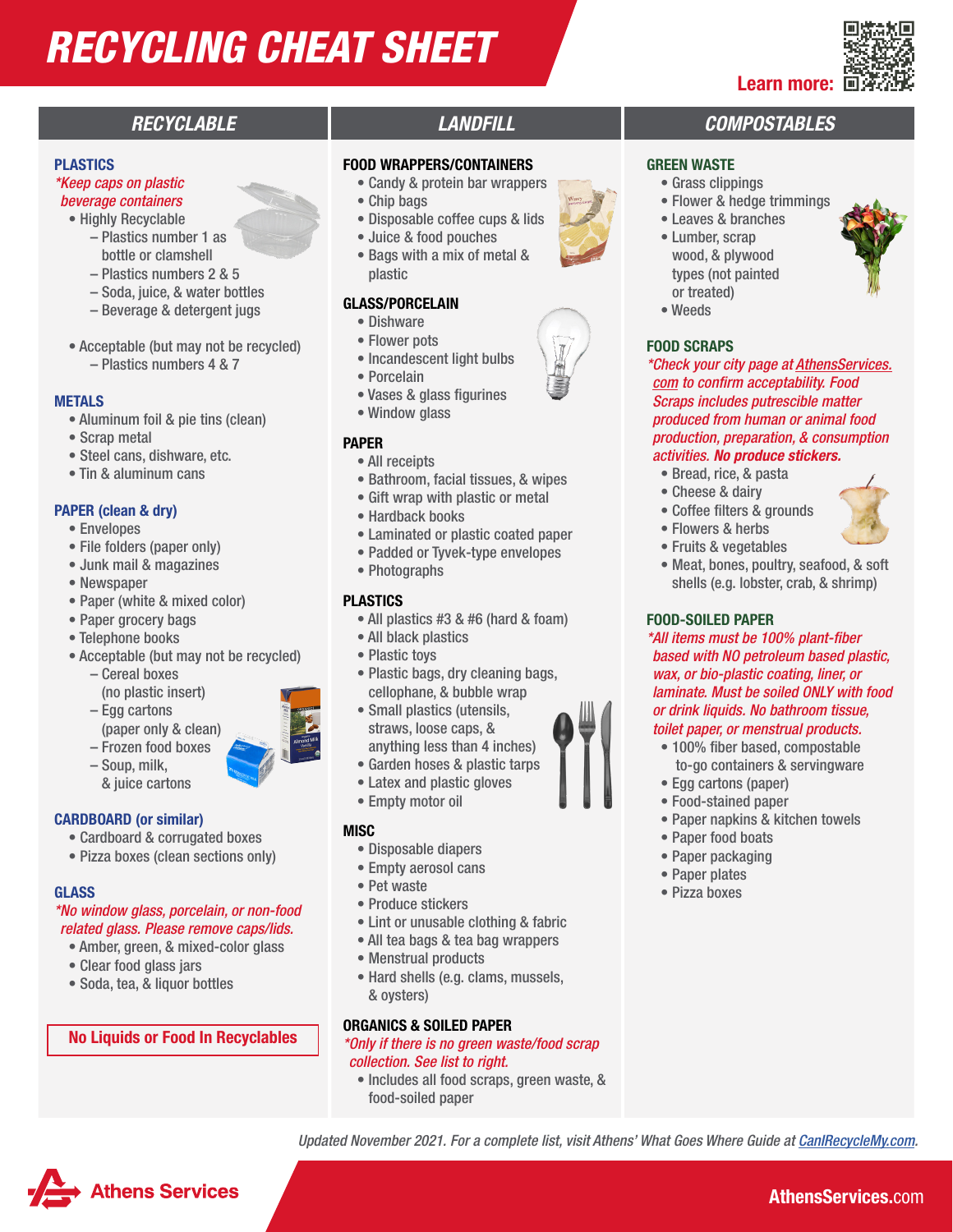# RECYCLING CHEAT SHEET

Learn more:

## RECYCLABLE

### PLASTICS

*\*Keep caps on plastic beverage containers*

- Highly Recyclable
  - Plastics number 1 as bottle or clamshell
  - Plastics numbers 2 & 5
  - Soda, juice, & water bottles
  - Beverage & detergent jugs
- Acceptable (but may not be recycled)
  - Plastics numbers 4 & 7

### METALS

- Aluminum foil & pie tins (clean)
- Scrap metal
- Steel cans, dishware, etc.
- Tin & aluminum cans

### PAPER (clean & dry)

- Envelopes
- File folders (paper only)
- Junk mail & magazines
- Newspaper
- Paper (white & mixed color)
- Paper grocery bags
- Telephone books
- Acceptable (but may not be recycled)
  - Cereal boxes (no plastic insert)
  - Egg cartons (paper only & clean)
  - Frozen food boxes
  - Soup, milk, & juice cartons

### CARDBOARD (or similar)

- Cardboard & corrugated boxes
- Pizza boxes (clean sections only)

### GLASS

*\*No window glass, porcelain, or non-food related glass. Please remove caps/lids.*

- Amber, green, & mixed-color glass
- Clear food glass jars
- Soda, tea, & liquor bottles

**No Liquids or Food In Recyclables**

## LANDFILL

### FOOD WRAPPERS/CONTAINERS

- Candy & protein bar wrappers
- Chip bags
- Disposable coffee cups & lids
- Juice & food pouches
- Bags with a mix of metal & plastic

### GLASS/PORCELAIN

- Dishware
- Flower pots
- Incandescent light bulbs
- Porcelain
- Vases & glass figurines
- Window glass

### PAPER

- All receipts
- Bathroom, facial tissues, & wipes
- Gift wrap with plastic or metal
- Hardback books
- Laminated or plastic coated paper
- Padded or Tyvek-type envelopes
- Photographs

### PLASTICS

- All plastics #3 & #6 (hard & foam)
- All black plastics
- Plastic toys
- Plastic bags, dry cleaning bags, cellophane, & bubble wrap
- Small plastics (utensils, straws, loose caps, & anything less than 4 inches)
- Garden hoses & plastic tarps
- Latex and plastic gloves
- Empty motor oil

### MISC

- Disposable diapers
- Empty aerosol cans
- Pet waste
- Produce stickers
- Lint or unusable clothing & fabric
- All tea bags & tea bag wrappers
- Menstrual products
- Hard shells (e.g. clams, mussels, & oysters)

### ORGANICS & SOILED PAPER

*\*Only if there is no green waste/food scrap collection. See list to right.*

- Includes all food scraps, green waste, & food-soiled paper

## COMPOSTABLES

### GREEN WASTE

- Grass clippings
- Flower & hedge trimmings
- Leaves & branches
- Lumber, scrap wood, & plywood types (not painted or treated)
- Weeds

### FOOD SCRAPS

*\*Check your city page at AthensServices.com to confirm acceptability. Food Scraps includes putrescible matter produced from human or animal food production, preparation, & consumption activities.* ***No produce stickers.***

- Bread, rice, & pasta
- Cheese & dairy
- Coffee filters & grounds
- Flowers & herbs
- Fruits & vegetables
- Meat, bones, poultry, seafood, & soft shells (e.g. lobster, crab, & shrimp)

### FOOD-SOILED PAPER

*\*All items must be 100% plant-fiber based with NO petroleum based plastic, wax, or bio-plastic coating, liner, or laminate. Must be soiled ONLY with food or drink liquids. No bathroom tissue, toilet paper, or menstrual products.*

- 100% fiber based, compostable to-go containers & servingware
- Egg cartons (paper)
- Food-stained paper
- Paper napkins & kitchen towels
- Paper food boats
- Paper packaging
- Paper plates
- Pizza boxes

*Updated November 2021. For a complete list, visit Athens' What Goes Where Guide at CanIRecycleMy.com.*

Athens Services

AthensServices.com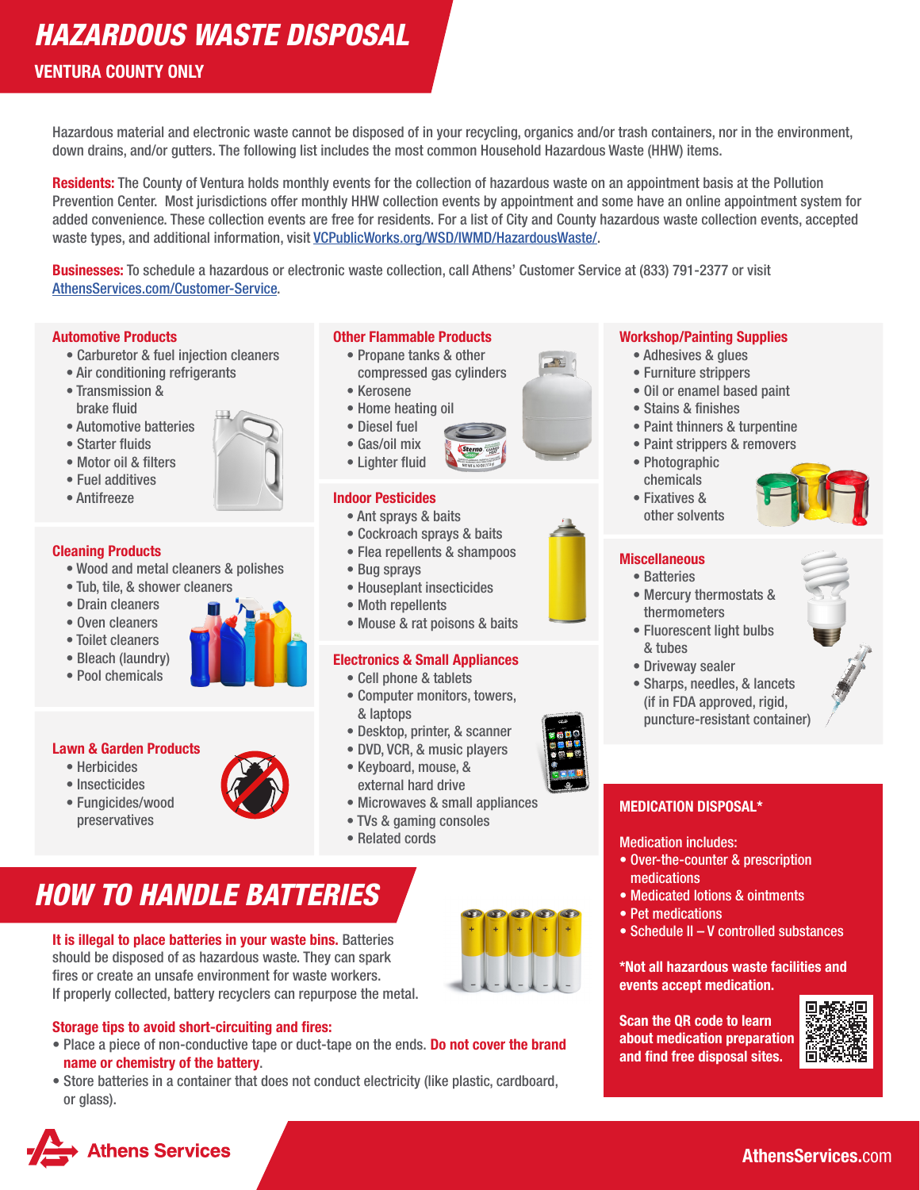# HAZARDOUS WASTE DISPOSAL

**VENTURA COUNTY ONLY**

Hazardous material and electronic waste cannot be disposed of in your recycling, organics and/or trash containers, nor in the environment, down drains, and/or gutters. The following list includes the most common Household Hazardous Waste (HHW) items.

**Residents:** The County of Ventura holds monthly events for the collection of hazardous waste on an appointment basis at the Pollution Prevention Center. Most jurisdictions offer monthly HHW collection events by appointment and some have an online appointment system for added convenience. These collection events are free for residents. For a list of City and County hazardous waste collection events, accepted waste types, and additional information, visit VCPublicWorks.org/WSD/IWMD/HazardousWaste/.

**Businesses:** To schedule a hazardous or electronic waste collection, call Athens' Customer Service at (833) 791-2377 or visit AthensServices.com/Customer-Service.

### Automotive Products

- Carburetor & fuel injection cleaners
- Air conditioning refrigerants
- Transmission & brake fluid
- Automotive batteries
- Starter fluids
- Motor oil & filters
- Fuel additives
- Antifreeze

### Cleaning Products

- Wood and metal cleaners & polishes
- Tub, tile, & shower cleaners
- Drain cleaners
- Oven cleaners
- Toilet cleaners
- Bleach (laundry)
- Pool chemicals

### Lawn & Garden Products

- Herbicides
- Insecticides
- Fungicides/wood preservatives

### Other Flammable Products

- Propane tanks & other compressed gas cylinders
- Kerosene
- Home heating oil
- Diesel fuel
- Gas/oil mix
- Lighter fluid

### Indoor Pesticides

- Ant sprays & baits
- Cockroach sprays & baits
- Flea repellents & shampoos
- Bug sprays
- Houseplant insecticides
- Moth repellents
- Mouse & rat poisons & baits

### Electronics & Small Appliances

- Cell phone & tablets
- Computer monitors, towers, & laptops
- Desktop, printer, & scanner
- DVD, VCR, & music players
- Keyboard, mouse, & external hard drive
- Microwaves & small appliances
- TVs & gaming consoles
- Related cords

### Workshop/Painting Supplies

- Adhesives & glues
- Furniture strippers
- Oil or enamel based paint
- Stains & finishes
- Paint thinners & turpentine
- Paint strippers & removers
- Photographic chemicals
- Fixatives & other solvents

### Miscellaneous

- Batteries
- Mercury thermostats & thermometers
- Fluorescent light bulbs & tubes
- Driveway sealer
- Sharps, needles, & lancets (if in FDA approved, rigid, puncture-resistant container)

### MEDICATION DISPOSAL*

Medication includes:

- Over-the-counter & prescription medications
- Medicated lotions & ointments
- Pet medications
- Schedule II – V controlled substances

**\*Not all hazardous waste facilities and events accept medication.**

**Scan the QR code to learn about medication preparation and find free disposal sites.**

## HOW TO HANDLE BATTERIES

**It is illegal to place batteries in your waste bins.** Batteries should be disposed of as hazardous waste. They can spark fires or create an unsafe environment for waste workers. If properly collected, battery recyclers can repurpose the metal.

**Storage tips to avoid short-circuiting and fires:**

- Place a piece of non-conductive tape or duct-tape on the ends. **Do not cover the brand name or chemistry of the battery**.
- Store batteries in a container that does not conduct electricity (like plastic, cardboard, or glass).

Athens Services

AthensServices.com